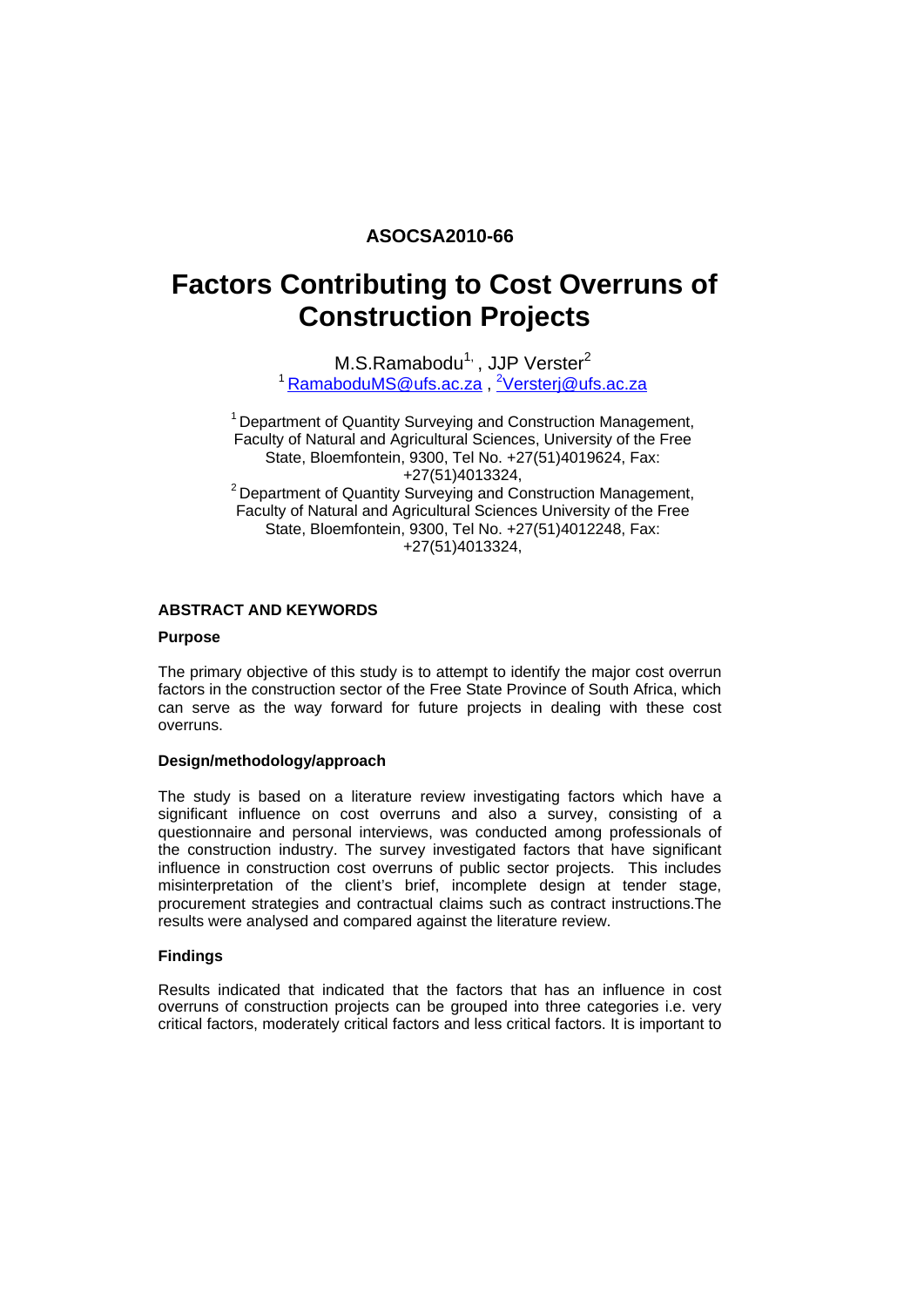**ASOCSA2010-66**

# Factors Contributing to Cost Overruns of Construction Projects

M.S.Ramabodu[1,] , JJP Verster[2]

[1] RamaboduMS@ufs.ac.za , [2]Versterj@ufs.ac.za

[1] Department of Quantity Surveying and Construction Management, Faculty of Natural and Agricultural Sciences, University of the Free State, Bloemfontein, 9300, Tel No. +27(51)4019624, Fax: +27(51)4013324,

[2] Department of Quantity Surveying and Construction Management, Faculty of Natural and Agricultural Sciences University of the Free State, Bloemfontein, 9300, Tel No. +27(51)4012248, Fax: +27(51)4013324,

## ABSTRACT AND KEYWORDS

### Purpose

The primary objective of this study is to attempt to identify the major cost overrun factors in the construction sector of the Free State Province of South Africa, which can serve as the way forward for future projects in dealing with these cost overruns.

### Design/methodology/approach

The study is based on a literature review investigating factors which have a significant influence on cost overruns and also a survey, consisting of a questionnaire and personal interviews, was conducted among professionals of the construction industry. The survey investigated factors that have significant influence in construction cost overruns of public sector projects. This includes misinterpretation of the client's brief, incomplete design at tender stage, procurement strategies and contractual claims such as contract instructions.The results were analysed and compared against the literature review.

### Findings

Results indicated that indicated that the factors that has an influence in cost overruns of construction projects can be grouped into three categories i.e. very critical factors, moderately critical factors and less critical factors. It is important to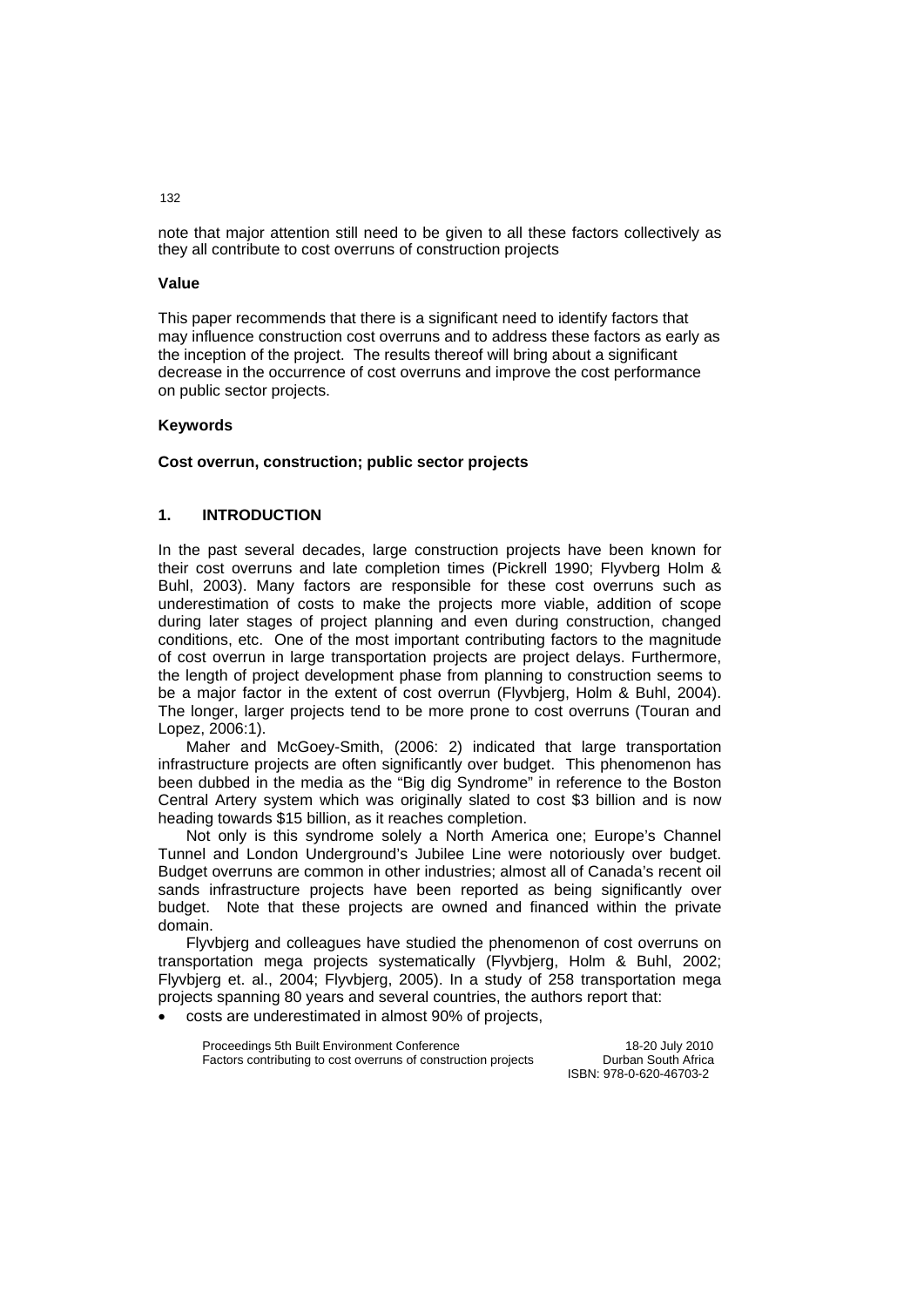note that major attention still need to be given to all these factors collectively as they all contribute to cost overruns of construction projects

**Value**

This paper recommends that there is a significant need to identify factors that may influence construction cost overruns and to address these factors as early as the inception of the project. The results thereof will bring about a significant decrease in the occurrence of cost overruns and improve the cost performance on public sector projects.

**Keywords**

**Cost overrun, construction; public sector projects**

## 1. INTRODUCTION

In the past several decades, large construction projects have been known for their cost overruns and late completion times (Pickrell 1990; Flyvberg Holm & Buhl, 2003). Many factors are responsible for these cost overruns such as underestimation of costs to make the projects more viable, addition of scope during later stages of project planning and even during construction, changed conditions, etc. One of the most important contributing factors to the magnitude of cost overrun in large transportation projects are project delays. Furthermore, the length of project development phase from planning to construction seems to be a major factor in the extent of cost overrun (Flyvbjerg, Holm & Buhl, 2004). The longer, larger projects tend to be more prone to cost overruns (Touran and Lopez, 2006:1).

Maher and McGoey-Smith, (2006: 2) indicated that large transportation infrastructure projects are often significantly over budget. This phenomenon has been dubbed in the media as the "Big dig Syndrome" in reference to the Boston Central Artery system which was originally slated to cost \$3 billion and is now heading towards \$15 billion, as it reaches completion.

Not only is this syndrome solely a North America one; Europe's Channel Tunnel and London Underground's Jubilee Line were notoriously over budget. Budget overruns are common in other industries; almost all of Canada's recent oil sands infrastructure projects have been reported as being significantly over budget. Note that these projects are owned and financed within the private domain.

Flyvbjerg and colleagues have studied the phenomenon of cost overruns on transportation mega projects systematically (Flyvbjerg, Holm & Buhl, 2002; Flyvbjerg et. al., 2004; Flyvbjerg, 2005). In a study of 258 transportation mega projects spanning 80 years and several countries, the authors report that:

- costs are underestimated in almost 90% of projects,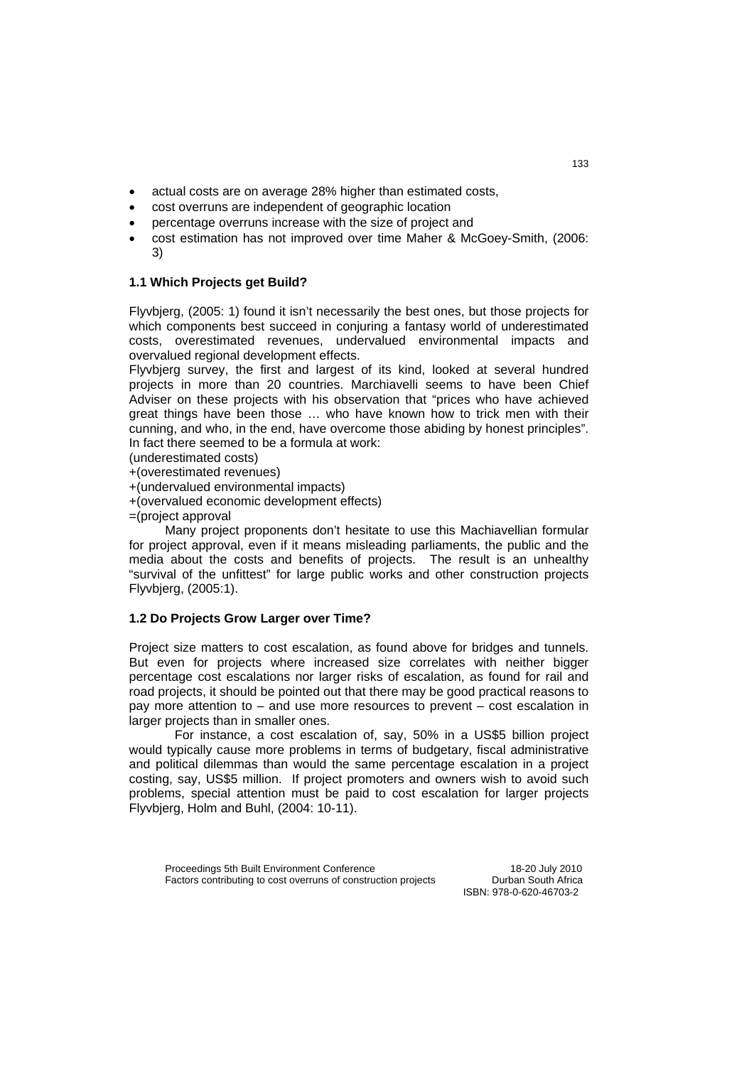- actual costs are on average 28% higher than estimated costs,
- cost overruns are independent of geographic location
- percentage overruns increase with the size of project and
- cost estimation has not improved over time Maher & McGoey-Smith, (2006: 3)

### 1.1 Which Projects get Build?

Flyvbjerg, (2005: 1) found it isn't necessarily the best ones, but those projects for which components best succeed in conjuring a fantasy world of underestimated costs, overestimated revenues, undervalued environmental impacts and overvalued regional development effects.

Flyvbjerg survey, the first and largest of its kind, looked at several hundred projects in more than 20 countries. Marchiavelli seems to have been Chief Adviser on these projects with his observation that "prices who have achieved great things have been those … who have known how to trick men with their cunning, and who, in the end, have overcome those abiding by honest principles". In fact there seemed to be a formula at work:

(underestimated costs)
+(overestimated revenues)
+(undervalued environmental impacts)
+(overvalued economic development effects)
=(project approval

Many project proponents don't hesitate to use this Machiavellian formular for project approval, even if it means misleading parliaments, the public and the media about the costs and benefits of projects. The result is an unhealthy "survival of the unfittest" for large public works and other construction projects Flyvbjerg, (2005:1).

### 1.2 Do Projects Grow Larger over Time?

Project size matters to cost escalation, as found above for bridges and tunnels. But even for projects where increased size correlates with neither bigger percentage cost escalations nor larger risks of escalation, as found for rail and road projects, it should be pointed out that there may be good practical reasons to pay more attention to – and use more resources to prevent – cost escalation in larger projects than in smaller ones.

For instance, a cost escalation of, say, 50% in a US$5 billion project would typically cause more problems in terms of budgetary, fiscal administrative and political dilemmas than would the same percentage escalation in a project costing, say, US$5 million. If project promoters and owners wish to avoid such problems, special attention must be paid to cost escalation for larger projects Flyvbjerg, Holm and Buhl, (2004: 10-11).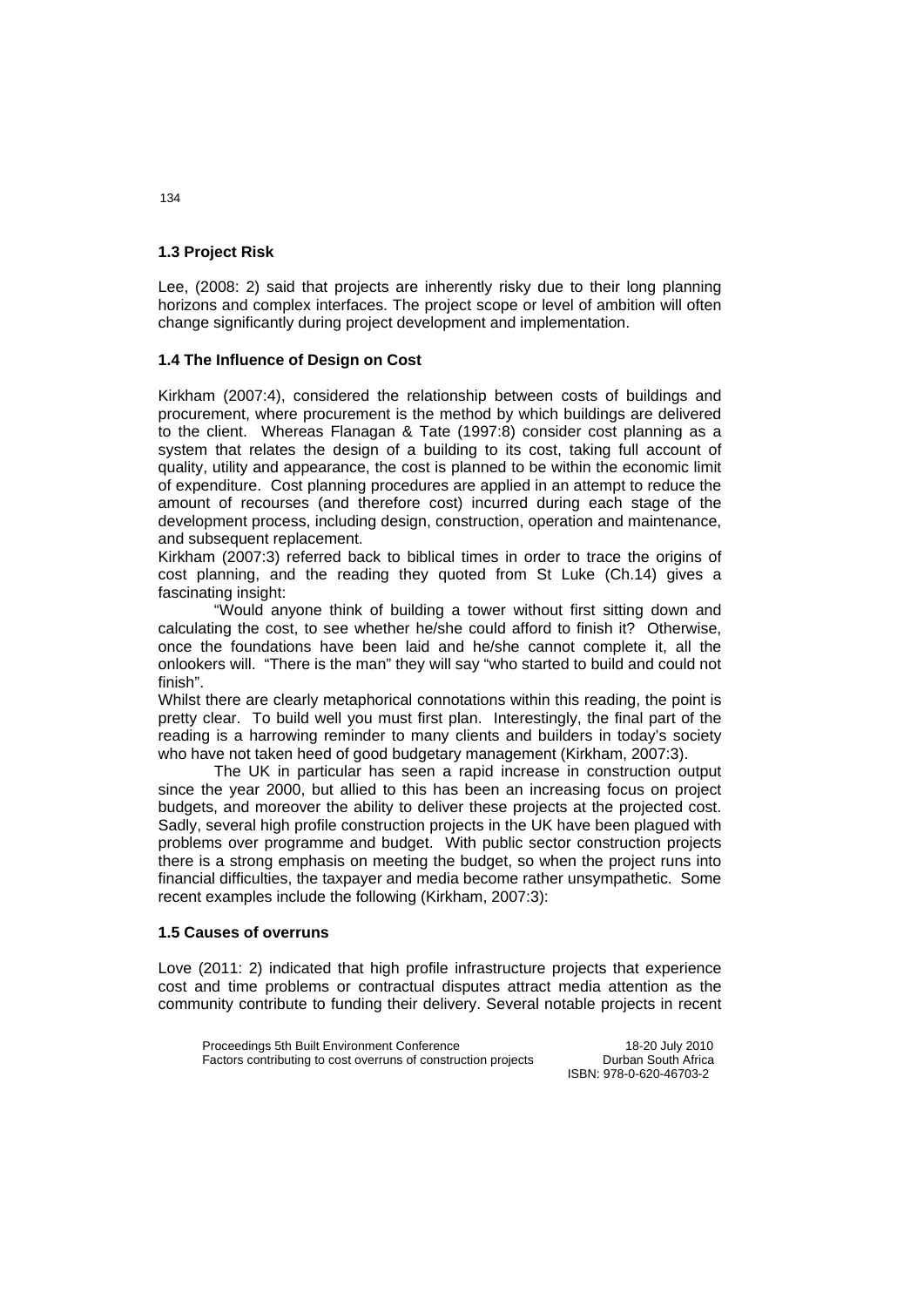### 1.3 Project Risk

Lee, (2008: 2) said that projects are inherently risky due to their long planning horizons and complex interfaces. The project scope or level of ambition will often change significantly during project development and implementation.

### 1.4 The Influence of Design on Cost

Kirkham (2007:4), considered the relationship between costs of buildings and procurement, where procurement is the method by which buildings are delivered to the client. Whereas Flanagan & Tate (1997:8) consider cost planning as a system that relates the design of a building to its cost, taking full account of quality, utility and appearance, the cost is planned to be within the economic limit of expenditure. Cost planning procedures are applied in an attempt to reduce the amount of recourses (and therefore cost) incurred during each stage of the development process, including design, construction, operation and maintenance, and subsequent replacement.

Kirkham (2007:3) referred back to biblical times in order to trace the origins of cost planning, and the reading they quoted from St Luke (Ch.14) gives a fascinating insight:

"Would anyone think of building a tower without first sitting down and calculating the cost, to see whether he/she could afford to finish it? Otherwise, once the foundations have been laid and he/she cannot complete it, all the onlookers will. "There is the man" they will say "who started to build and could not finish".

Whilst there are clearly metaphorical connotations within this reading, the point is pretty clear. To build well you must first plan. Interestingly, the final part of the reading is a harrowing reminder to many clients and builders in today's society who have not taken heed of good budgetary management (Kirkham, 2007:3).

The UK in particular has seen a rapid increase in construction output since the year 2000, but allied to this has been an increasing focus on project budgets, and moreover the ability to deliver these projects at the projected cost. Sadly, several high profile construction projects in the UK have been plagued with problems over programme and budget. With public sector construction projects there is a strong emphasis on meeting the budget, so when the project runs into financial difficulties, the taxpayer and media become rather unsympathetic. Some recent examples include the following (Kirkham, 2007:3):

### 1.5 Causes of overruns

Love (2011: 2) indicated that high profile infrastructure projects that experience cost and time problems or contractual disputes attract media attention as the community contribute to funding their delivery. Several notable projects in recent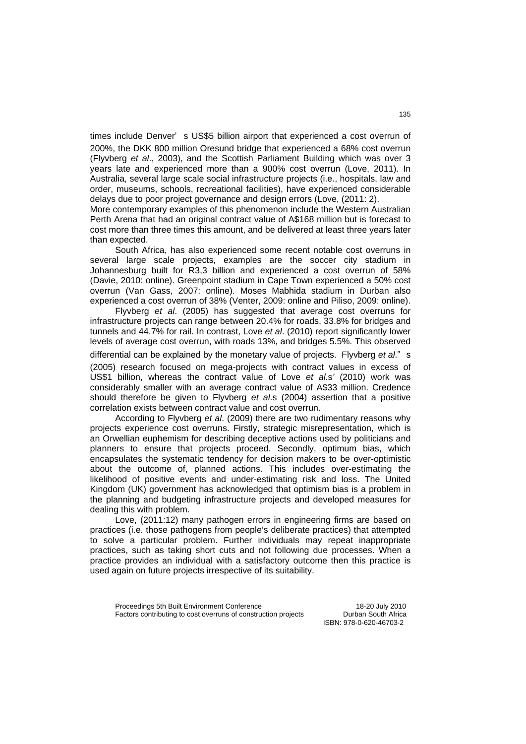times include Denver' s US$5 billion airport that experienced a cost overrun of 200%, the DKK 800 million Oresund bridge that experienced a 68% cost overrun (Flyvberg *et al*., 2003), and the Scottish Parliament Building which was over 3 years late and experienced more than a 900% cost overrun (Love, 2011). In Australia, several large scale social infrastructure projects (i.e., hospitals, law and order, museums, schools, recreational facilities), have experienced considerable delays due to poor project governance and design errors (Love, (2011: 2).

More contemporary examples of this phenomenon include the Western Australian Perth Arena that had an original contract value of A$168 million but is forecast to cost more than three times this amount, and be delivered at least three years later than expected.

South Africa, has also experienced some recent notable cost overruns in several large scale projects, examples are the soccer city stadium in Johannesburg built for R3,3 billion and experienced a cost overrun of 58% (Davie, 2010: online). Greenpoint stadium in Cape Town experienced a 50% cost overrun (Van Gass, 2007: online). Moses Mabhida stadium in Durban also experienced a cost overrun of 38% (Venter, 2009: online and Piliso, 2009: online).

Flyvberg *et al*. (2005) has suggested that average cost overruns for infrastructure projects can range between 20.4% for roads, 33.8% for bridges and tunnels and 44.7% for rail. In contrast, Love *et al*. (2010) report significantly lower levels of average cost overrun, with roads 13%, and bridges 5.5%. This observed differential can be explained by the monetary value of projects. Flyvberg *et al*." s (2005) research focused on mega-projects with contract values in excess of US$1 billion, whereas the contract value of Love *et al.*s' (2010) work was considerably smaller with an average contract value of A$33 million. Credence should therefore be given to Flyvberg *et al*.s (2004) assertion that a positive correlation exists between contract value and cost overrun.

According to Flyvberg *et al*. (2009) there are two rudimentary reasons why projects experience cost overruns. Firstly, strategic misrepresentation, which is an Orwellian euphemism for describing deceptive actions used by politicians and planners to ensure that projects proceed. Secondly, optimum bias, which encapsulates the systematic tendency for decision makers to be over-optimistic about the outcome of, planned actions. This includes over-estimating the likelihood of positive events and under-estimating risk and loss. The United Kingdom (UK) government has acknowledged that optimism bias is a problem in the planning and budgeting infrastructure projects and developed measures for dealing this with problem.

Love, (2011:12) many pathogen errors in engineering firms are based on practices (i.e. those pathogens from people's deliberate practices) that attempted to solve a particular problem. Further individuals may repeat inappropriate practices, such as taking short cuts and not following due processes. When a practice provides an individual with a satisfactory outcome then this practice is used again on future projects irrespective of its suitability.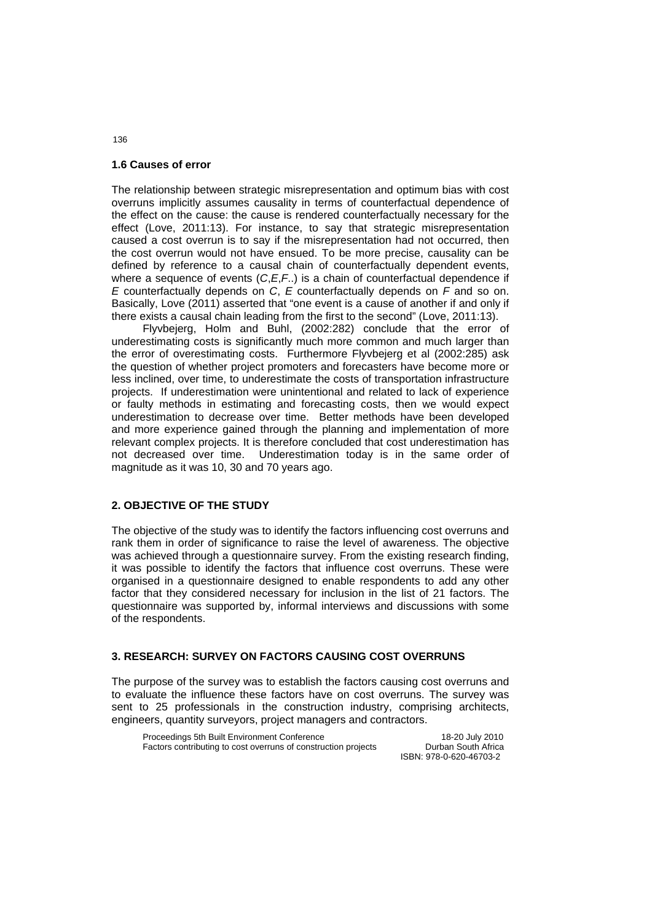### 1.6 Causes of error

The relationship between strategic misrepresentation and optimum bias with cost overruns implicitly assumes causality in terms of counterfactual dependence of the effect on the cause: the cause is rendered counterfactually necessary for the effect (Love, 2011:13). For instance, to say that strategic misrepresentation caused a cost overrun is to say if the misrepresentation had not occurred, then the cost overrun would not have ensued. To be more precise, causality can be defined by reference to a causal chain of counterfactually dependent events, where a sequence of events (*C*,*E*,*F*..) is a chain of counterfactual dependence if *E* counterfactually depends on *C*, *E* counterfactually depends on *F* and so on. Basically, Love (2011) asserted that "one event is a cause of another if and only if there exists a causal chain leading from the first to the second" (Love, 2011:13).

Flyvbejerg, Holm and Buhl, (2002:282) conclude that the error of underestimating costs is significantly much more common and much larger than the error of overestimating costs. Furthermore Flyvbejerg et al (2002:285) ask the question of whether project promoters and forecasters have become more or less inclined, over time, to underestimate the costs of transportation infrastructure projects. If underestimation were unintentional and related to lack of experience or faulty methods in estimating and forecasting costs, then we would expect underestimation to decrease over time. Better methods have been developed and more experience gained through the planning and implementation of more relevant complex projects. It is therefore concluded that cost underestimation has not decreased over time. Underestimation today is in the same order of magnitude as it was 10, 30 and 70 years ago.

## 2. OBJECTIVE OF THE STUDY

The objective of the study was to identify the factors influencing cost overruns and rank them in order of significance to raise the level of awareness. The objective was achieved through a questionnaire survey. From the existing research finding, it was possible to identify the factors that influence cost overruns. These were organised in a questionnaire designed to enable respondents to add any other factor that they considered necessary for inclusion in the list of 21 factors. The questionnaire was supported by, informal interviews and discussions with some of the respondents.

## 3. RESEARCH: SURVEY ON FACTORS CAUSING COST OVERRUNS

The purpose of the survey was to establish the factors causing cost overruns and to evaluate the influence these factors have on cost overruns. The survey was sent to 25 professionals in the construction industry, comprising architects, engineers, quantity surveyors, project managers and contractors.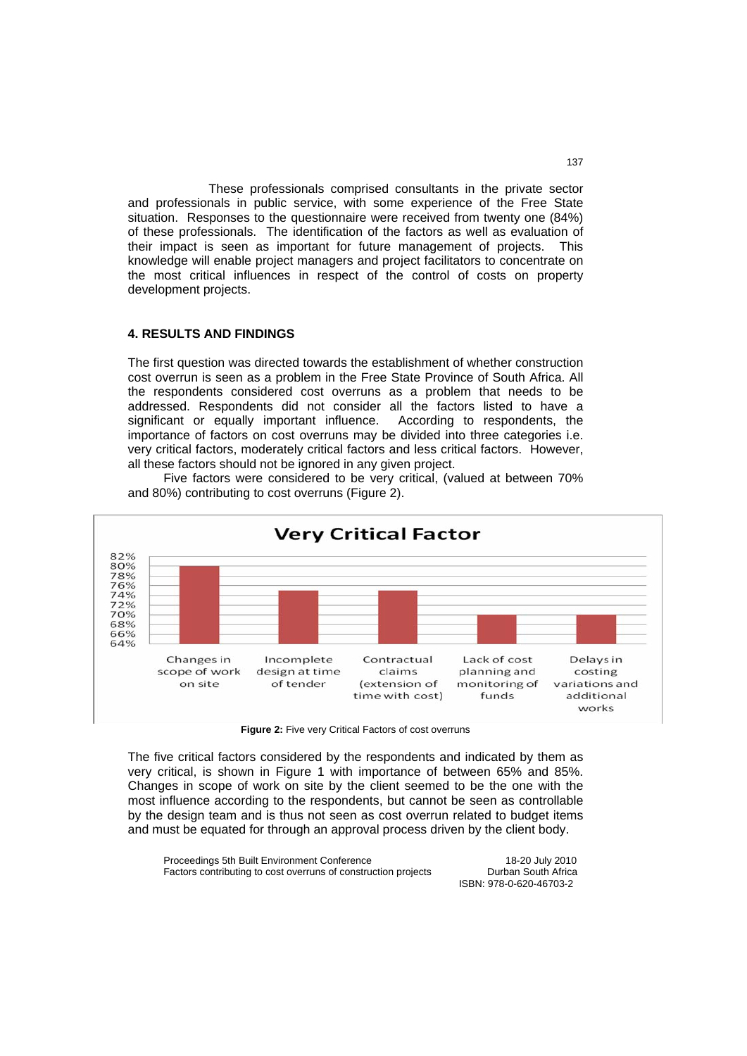These professionals comprised consultants in the private sector and professionals in public service, with some experience of the Free State situation. Responses to the questionnaire were received from twenty one (84%) of these professionals. The identification of the factors as well as evaluation of their impact is seen as important for future management of projects. This knowledge will enable project managers and project facilitators to concentrate on the most critical influences in respect of the control of costs on property development projects.

## 4. RESULTS AND FINDINGS

The first question was directed towards the establishment of whether construction cost overrun is seen as a problem in the Free State Province of South Africa. All the respondents considered cost overruns as a problem that needs to be addressed. Respondents did not consider all the factors listed to have a significant or equally important influence. According to respondents, the importance of factors on cost overruns may be divided into three categories i.e. very critical factors, moderately critical factors and less critical factors. However, all these factors should not be ignored in any given project.

Five factors were considered to be very critical, (valued at between 70% and 80%) contributing to cost overruns (Figure 2).

**Very Critical Factor**

| Factor | Value |
|---|---|
| Changes in scope of work on site | 80% |
| Incomplete design at time of tender | 75% |
| Contractual claims (extension of time with cost) | 75% |
| Lack of cost planning and monitoring of funds | 70% |
| Delays in costing variations and additional works | 70% |

**Figure 2:** Five very Critical Factors of cost overruns

The five critical factors considered by the respondents and indicated by them as very critical, is shown in Figure 1 with importance of between 65% and 85%. Changes in scope of work on site by the client seemed to be the one with the most influence according to the respondents, but cannot be seen as controllable by the design team and is thus not seen as cost overrun related to budget items and must be equated for through an approval process driven by the client body.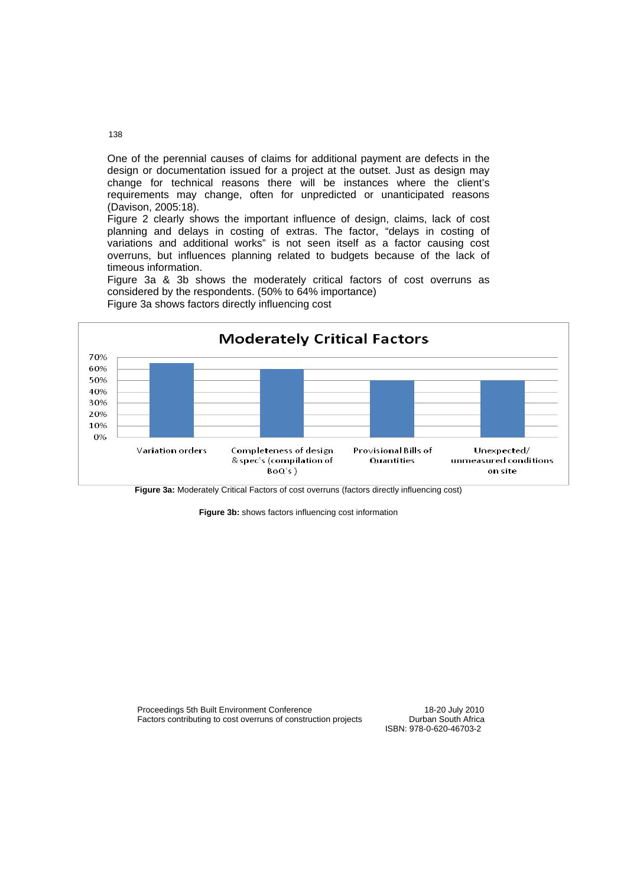One of the perennial causes of claims for additional payment are defects in the design or documentation issued for a project at the outset. Just as design may change for technical reasons there will be instances where the client's requirements may change, often for unpredicted or unanticipated reasons (Davison, 2005:18).

Figure 2 clearly shows the important influence of design, claims, lack of cost planning and delays in costing of extras. The factor, "delays in costing of variations and additional works" is not seen itself as a factor causing cost overruns, but influences planning related to budgets because of the lack of timeous information.

Figure 3a & 3b shows the moderately critical factors of cost overruns as considered by the respondents. (50% to 64% importance)

Figure 3a shows factors directly influencing cost

**Moderately Critical Factors**

| Factor | Value |
|---|---|
| Variation orders | ~65% |
| Completeness of design & spec's (compilation of BoQ's) | ~60% |
| Provisional Bills of Quantities | ~50% |
| Unexpected/ unmeasured conditions on site | ~50% |

**Figure 3a:** Moderately Critical Factors of cost overruns (factors directly influencing cost)

**Figure 3b:** shows factors influencing cost information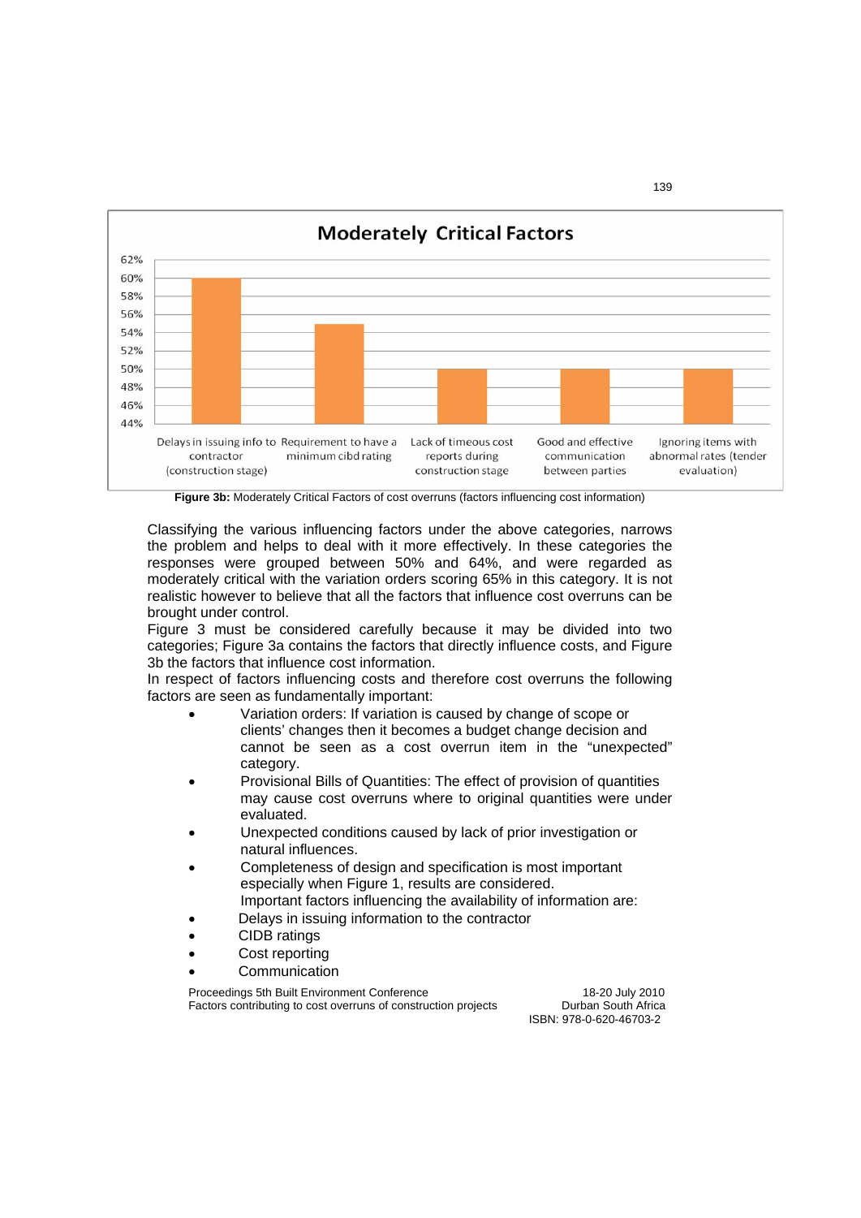**Figure 3b:** Moderately Critical Factors of cost overruns (factors influencing cost information)

Classifying the various influencing factors under the above categories, narrows the problem and helps to deal with it more effectively. In these categories the responses were grouped between 50% and 64%, and were regarded as moderately critical with the variation orders scoring 65% in this category. It is not realistic however to believe that all the factors that influence cost overruns can be brought under control.

Figure 3 must be considered carefully because it may be divided into two categories; Figure 3a contains the factors that directly influence costs, and Figure 3b the factors that influence cost information.

In respect of factors influencing costs and therefore cost overruns the following factors are seen as fundamentally important:

- Variation orders: If variation is caused by change of scope or clients' changes then it becomes a budget change decision and cannot be seen as a cost overrun item in the "unexpected" category.
- Provisional Bills of Quantities: The effect of provision of quantities may cause cost overruns where to original quantities were under evaluated.
- Unexpected conditions caused by lack of prior investigation or natural influences.
- Completeness of design and specification is most important especially when Figure 1, results are considered.

Important factors influencing the availability of information are:

- Delays in issuing information to the contractor
- CIDB ratings
- Cost reporting
- Communication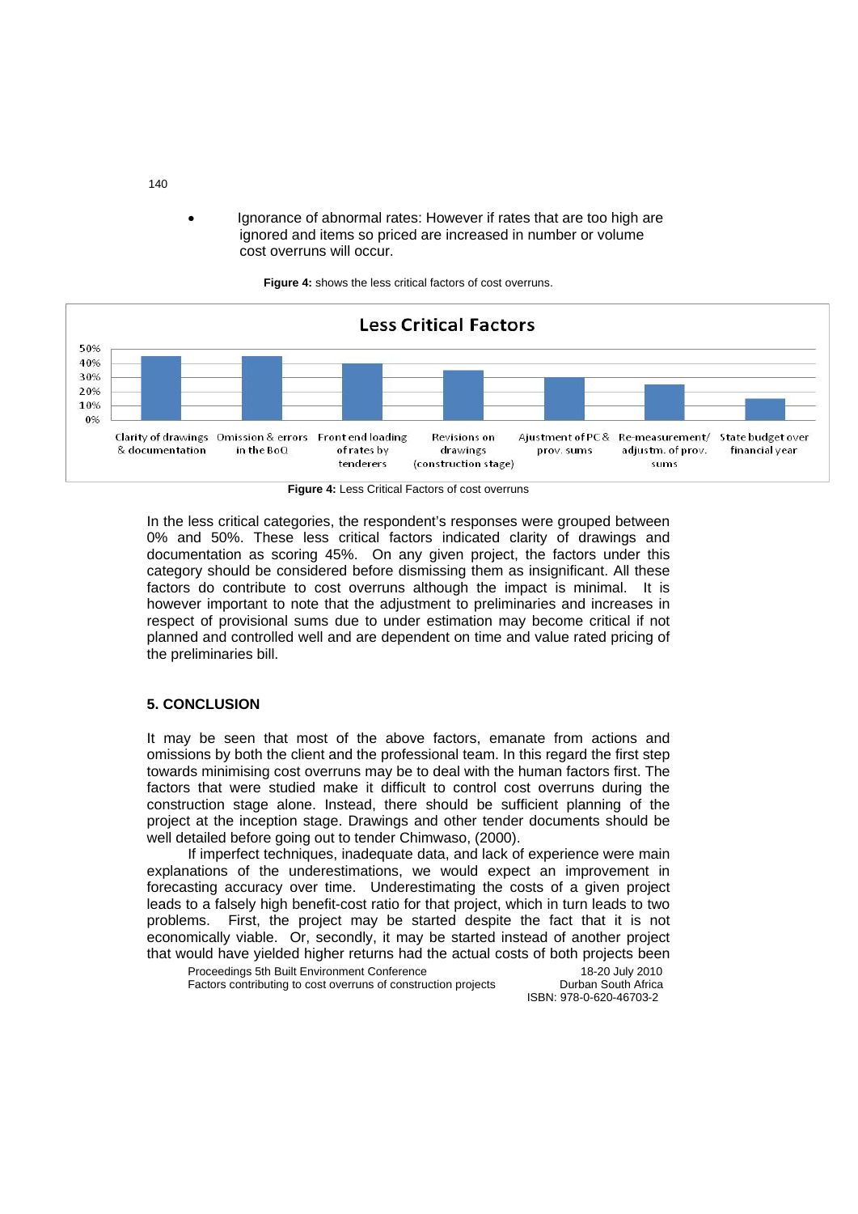- Ignorance of abnormal rates: However if rates that are too high are ignored and items so priced are increased in number or volume cost overruns will occur.

**Figure 4:** shows the less critical factors of cost overruns.

**Less Critical Factors**

| Factor | Percentage |
|---|---|
| Clarity of drawings & documentation | 45% |
| Omission & errors in the BoQ | 45% |
| Front end loading of rates by tenderers | 40% |
| Revisions on drawings (construction stage) | 35% |
| Ajustment of PC & prov. sums | 30% |
| Re-measurement/ adjustm. of prov. sums | 25% |
| State budget over financial year | 15% |

**Figure 4:** Less Critical Factors of cost overruns

In the less critical categories, the respondent's responses were grouped between 0% and 50%. These less critical factors indicated clarity of drawings and documentation as scoring 45%. On any given project, the factors under this category should be considered before dismissing them as insignificant. All these factors do contribute to cost overruns although the impact is minimal. It is however important to note that the adjustment to preliminaries and increases in respect of provisional sums due to under estimation may become critical if not planned and controlled well and are dependent on time and value rated pricing of the preliminaries bill.

## 5. CONCLUSION

It may be seen that most of the above factors, emanate from actions and omissions by both the client and the professional team. In this regard the first step towards minimising cost overruns may be to deal with the human factors first. The factors that were studied make it difficult to control cost overruns during the construction stage alone. Instead, there should be sufficient planning of the project at the inception stage. Drawings and other tender documents should be well detailed before going out to tender Chimwaso, (2000).

If imperfect techniques, inadequate data, and lack of experience were main explanations of the underestimations, we would expect an improvement in forecasting accuracy over time. Underestimating the costs of a given project leads to a falsely high benefit-cost ratio for that project, which in turn leads to two problems. First, the project may be started despite the fact that it is not economically viable. Or, secondly, it may be started instead of another project that would have yielded higher returns had the actual costs of both projects been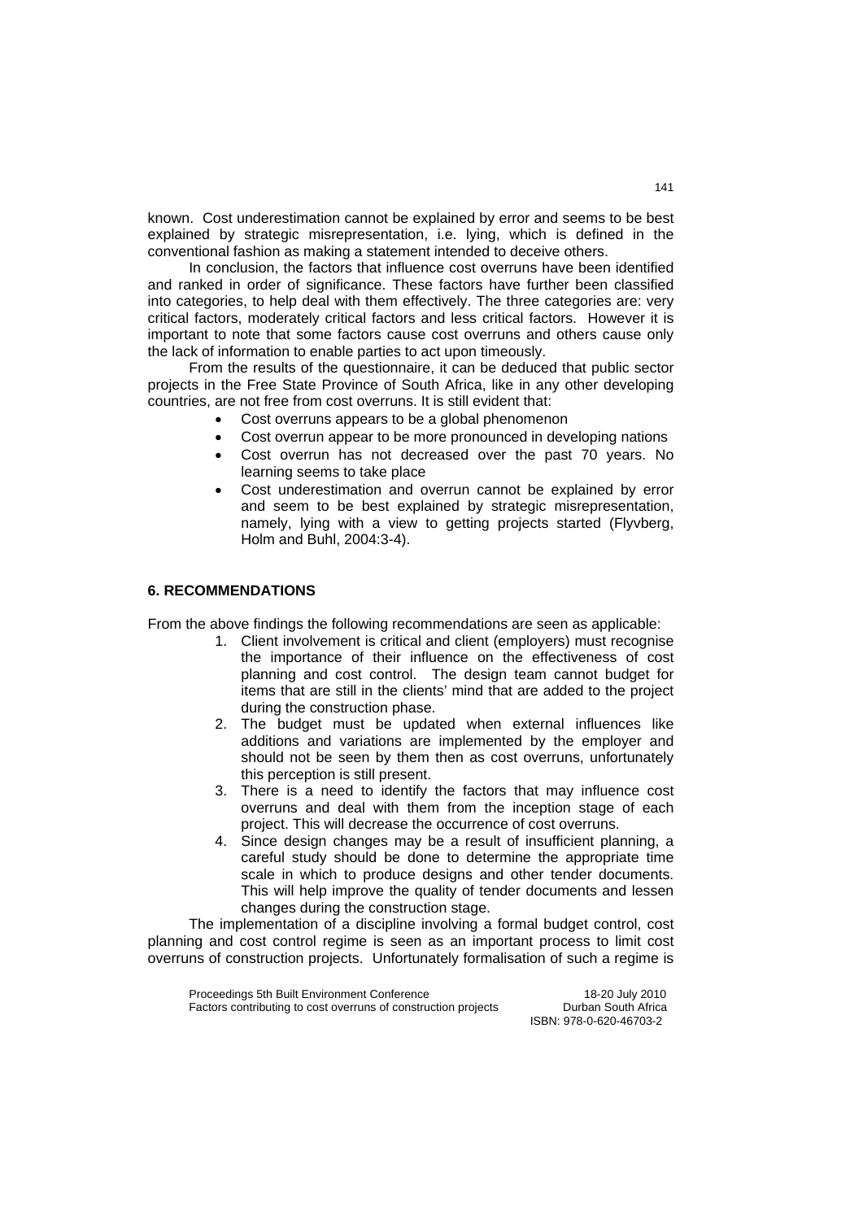known. Cost underestimation cannot be explained by error and seems to be best explained by strategic misrepresentation, i.e. lying, which is defined in the conventional fashion as making a statement intended to deceive others.

In conclusion, the factors that influence cost overruns have been identified and ranked in order of significance. These factors have further been classified into categories, to help deal with them effectively. The three categories are: very critical factors, moderately critical factors and less critical factors. However it is important to note that some factors cause cost overruns and others cause only the lack of information to enable parties to act upon timeously.

From the results of the questionnaire, it can be deduced that public sector projects in the Free State Province of South Africa, like in any other developing countries, are not free from cost overruns. It is still evident that:

- Cost overruns appears to be a global phenomenon
- Cost overrun appear to be more pronounced in developing nations
- Cost overrun has not decreased over the past 70 years. No learning seems to take place
- Cost underestimation and overrun cannot be explained by error and seem to be best explained by strategic misrepresentation, namely, lying with a view to getting projects started (Flyvberg, Holm and Buhl, 2004:3-4).

## 6. RECOMMENDATIONS

From the above findings the following recommendations are seen as applicable:

1. Client involvement is critical and client (employers) must recognise the importance of their influence on the effectiveness of cost planning and cost control. The design team cannot budget for items that are still in the clients' mind that are added to the project during the construction phase.
2. The budget must be updated when external influences like additions and variations are implemented by the employer and should not be seen by them then as cost overruns, unfortunately this perception is still present.
3. There is a need to identify the factors that may influence cost overruns and deal with them from the inception stage of each project. This will decrease the occurrence of cost overruns.
4. Since design changes may be a result of insufficient planning, a careful study should be done to determine the appropriate time scale in which to produce designs and other tender documents. This will help improve the quality of tender documents and lessen changes during the construction stage.

The implementation of a discipline involving a formal budget control, cost planning and cost control regime is seen as an important process to limit cost overruns of construction projects. Unfortunately formalisation of such a regime is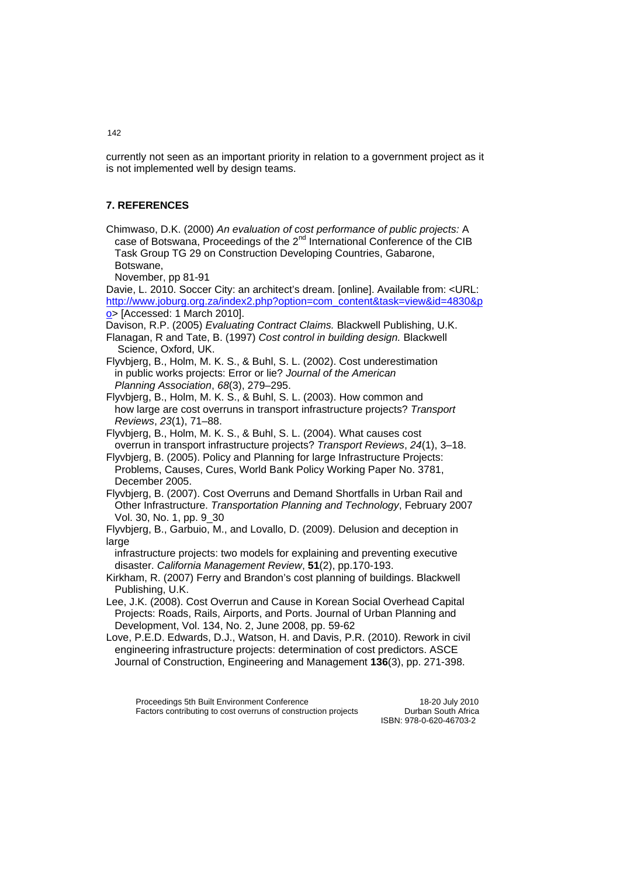currently not seen as an important priority in relation to a government project as it is not implemented well by design teams.

## 7. REFERENCES

Chimwaso, D.K. (2000) *An evaluation of cost performance of public projects:* A case of Botswana, Proceedings of the 2nd International Conference of the CIB Task Group TG 29 on Construction Developing Countries, Gabarone, Botswane, November, pp 81-91

Davie, L. 2010. Soccer City: an architect's dream. [online]. Available from: <URL: http://www.joburg.org.za/index2.php?option=com_content&task=view&id=4830&po> [Accessed: 1 March 2010].

Davison, R.P. (2005) *Evaluating Contract Claims.* Blackwell Publishing, U.K.

Flanagan, R and Tate, B. (1997) *Cost control in building design.* Blackwell Science, Oxford, UK.

Flyvbjerg, B., Holm, M. K. S., & Buhl, S. L. (2002). Cost underestimation in public works projects: Error or lie? *Journal of the American Planning Association*, *68*(3), 279–295.

Flyvbjerg, B., Holm, M. K. S., & Buhl, S. L. (2003). How common and how large are cost overruns in transport infrastructure projects? *Transport Reviews*, *23*(1), 71–88.

Flyvbjerg, B., Holm, M. K. S., & Buhl, S. L. (2004). What causes cost overrun in transport infrastructure projects? *Transport Reviews*, *24*(1), 3–18.

Flyvbjerg, B. (2005). Policy and Planning for large Infrastructure Projects: Problems, Causes, Cures, World Bank Policy Working Paper No. 3781, December 2005.

Flyvbjerg, B. (2007). Cost Overruns and Demand Shortfalls in Urban Rail and Other Infrastructure. *Transportation Planning and Technology*, February 2007 Vol. 30, No. 1, pp. 9_30

Flyvbjerg, B., Garbuio, M., and Lovallo, D. (2009). Delusion and deception in large infrastructure projects: two models for explaining and preventing executive disaster. *California Management Review*, **51**(2), pp.170-193.

Kirkham, R. (2007) Ferry and Brandon's cost planning of buildings. Blackwell Publishing, U.K.

Lee, J.K. (2008). Cost Overrun and Cause in Korean Social Overhead Capital Projects: Roads, Rails, Airports, and Ports. Journal of Urban Planning and Development, Vol. 134, No. 2, June 2008, pp. 59-62

Love, P.E.D. Edwards, D.J., Watson, H. and Davis, P.R. (2010). Rework in civil engineering infrastructure projects: determination of cost predictors. ASCE Journal of Construction, Engineering and Management **136**(3), pp. 271-398.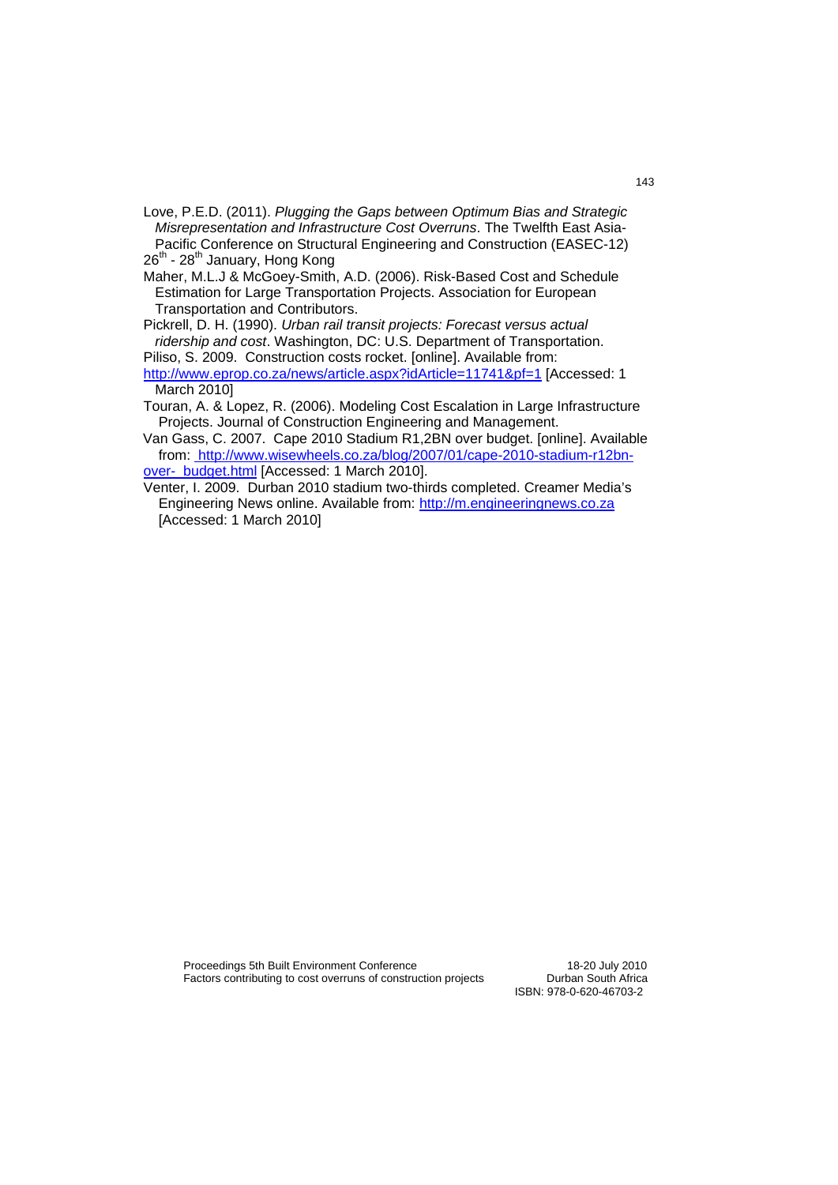Love, P.E.D. (2011). *Plugging the Gaps between Optimum Bias and Strategic Misrepresentation and Infrastructure Cost Overruns*. The Twelfth East Asia-Pacific Conference on Structural Engineering and Construction (EASEC-12) 26th - 28th January, Hong Kong

Maher, M.L.J & McGoey-Smith, A.D. (2006). Risk-Based Cost and Schedule Estimation for Large Transportation Projects. Association for European Transportation and Contributors.

Pickrell, D. H. (1990). *Urban rail transit projects: Forecast versus actual ridership and cost*. Washington, DC: U.S. Department of Transportation.

Piliso, S. 2009. Construction costs rocket. [online]. Available from: http://www.eprop.co.za/news/article.aspx?idArticle=11741&pf=1 [Accessed: 1 March 2010]

Touran, A. & Lopez, R. (2006). Modeling Cost Escalation in Large Infrastructure Projects. Journal of Construction Engineering and Management.

Van Gass, C. 2007. Cape 2010 Stadium R1,2BN over budget. [online]. Available from: http://www.wisewheels.co.za/blog/2007/01/cape-2010-stadium-r12bn-over- budget.html [Accessed: 1 March 2010].

Venter, I. 2009. Durban 2010 stadium two-thirds completed. Creamer Media's Engineering News online. Available from: http://m.engineeringnews.co.za [Accessed: 1 March 2010]